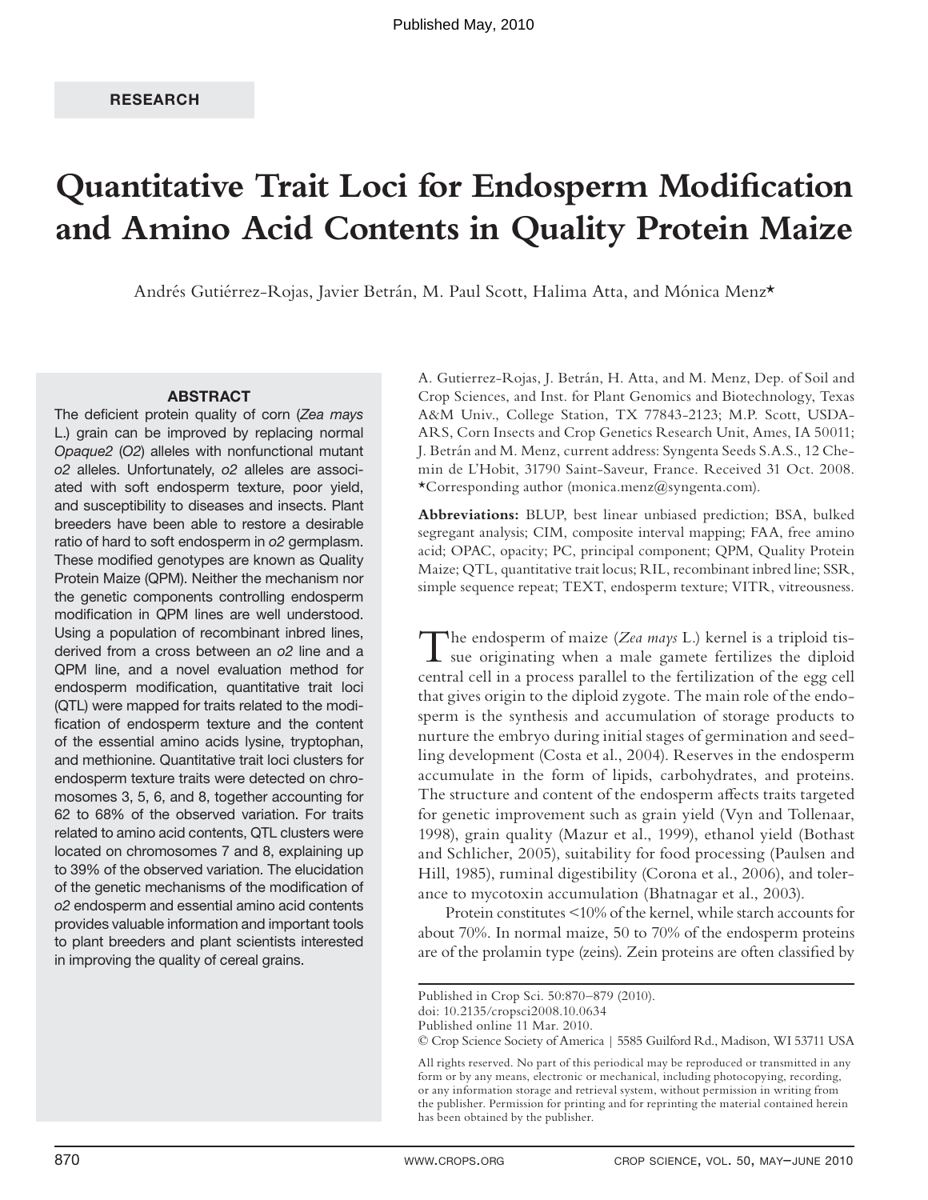Published May, 2010

RESEARCH

# Quantitative Trait Loci for Endosperm Modification and Amino Acid Contents in Quality Protein Maize

Andrés Gutiérrez-Rojas, Javier Betrán, M. Paul Scott, Halima Atta, and Mónica Menz*

## ABSTRACT

The deficient protein quality of corn (*Zea mays* L.) grain can be improved by replacing normal *Opaque2* (*O2*) alleles with nonfunctional mutant *o2* alleles. Unfortunately, *o2* alleles are associated with soft endosperm texture, poor yield, and susceptibility to diseases and insects. Plant breeders have been able to restore a desirable ratio of hard to soft endosperm in *o2* germplasm. These modified genotypes are known as Quality Protein Maize (QPM). Neither the mechanism nor the genetic components controlling endosperm modification in QPM lines are well understood. Using a population of recombinant inbred lines, derived from a cross between an *o2* line and a QPM line, and a novel evaluation method for endosperm modification, quantitative trait loci (QTL) were mapped for traits related to the modification of endosperm texture and the content of the essential amino acids lysine, tryptophan, and methionine. Quantitative trait loci clusters for endosperm texture traits were detected on chromosomes 3, 5, 6, and 8, together accounting for 62 to 68% of the observed variation. For traits related to amino acid contents, QTL clusters were located on chromosomes 7 and 8, explaining up to 39% of the observed variation. The elucidation of the genetic mechanisms of the modification of *o2* endosperm and essential amino acid contents provides valuable information and important tools to plant breeders and plant scientists interested in improving the quality of cereal grains.

A. Gutierrez-Rojas, J. Betrán, H. Atta, and M. Menz, Dep. of Soil and Crop Sciences, and Inst. for Plant Genomics and Biotechnology, Texas A&M Univ., College Station, TX 77843-2123; M.P. Scott, USDA-ARS, Corn Insects and Crop Genetics Research Unit, Ames, IA 50011; J. Betrán and M. Menz, current address: Syngenta Seeds S.A.S., 12 Chemin de L'Hobit, 31790 Saint-Saveur, France. Received 31 Oct. 2008. *Corresponding author (monica.menz@syngenta.com).

**Abbreviations:** BLUP, best linear unbiased prediction; BSA, bulked segregant analysis; CIM, composite interval mapping; FAA, free amino acid; OPAC, opacity; PC, principal component; QPM, Quality Protein Maize; QTL, quantitative trait locus; RIL, recombinant inbred line; SSR, simple sequence repeat; TEXT, endosperm texture; VITR, vitreousness.

The endosperm of maize (*Zea mays* L.) kernel is a triploid tissue originating when a male gamete fertilizes the diploid central cell in a process parallel to the fertilization of the egg cell that gives origin to the diploid zygote. The main role of the endosperm is the synthesis and accumulation of storage products to nurture the embryo during initial stages of germination and seedling development (Costa et al., 2004). Reserves in the endosperm accumulate in the form of lipids, carbohydrates, and proteins. The structure and content of the endosperm affects traits targeted for genetic improvement such as grain yield (Vyn and Tollenaar, 1998), grain quality (Mazur et al., 1999), ethanol yield (Bothast and Schlicher, 2005), suitability for food processing (Paulsen and Hill, 1985), ruminal digestibility (Corona et al., 2006), and tolerance to mycotoxin accumulation (Bhatnagar et al., 2003).

Protein constitutes <10% of the kernel, while starch accounts for about 70%. In normal maize, 50 to 70% of the endosperm proteins are of the prolamin type (zeins). Zein proteins are often classified by

Published in Crop Sci. 50:870–879 (2010).
doi: 10.2135/cropsci2008.10.0634
Published online 11 Mar. 2010.
© Crop Science Society of America | 5585 Guilford Rd., Madison, WI 53711 USA

All rights reserved. No part of this periodical may be reproduced or transmitted in any form or by any means, electronic or mechanical, including photocopying, recording, or any information storage and retrieval system, without permission in writing from the publisher. Permission for printing and for reprinting the material contained herein has been obtained by the publisher.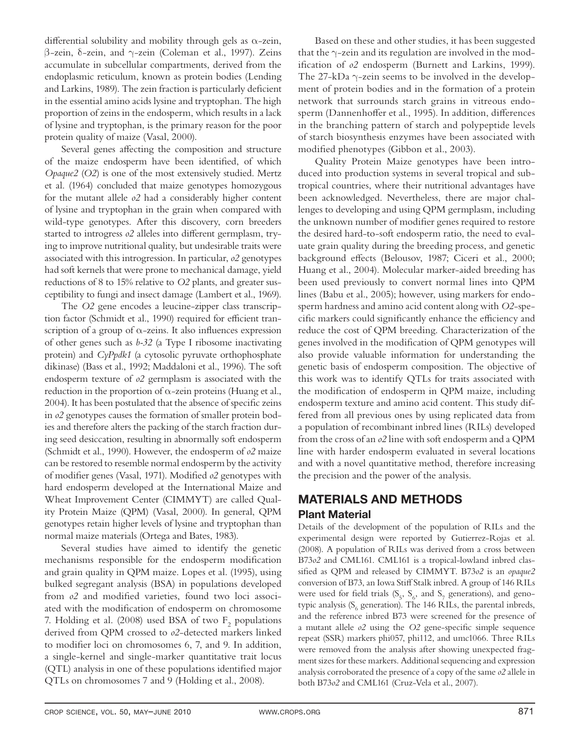differential solubility and mobility through gels as α-zein, β-zein, δ-zein, and γ-zein (Coleman et al., 1997). Zeins accumulate in subcellular compartments, derived from the endoplasmic reticulum, known as protein bodies (Lending and Larkins, 1989). The zein fraction is particularly deficient in the essential amino acids lysine and tryptophan. The high proportion of zeins in the endosperm, which results in a lack of lysine and tryptophan, is the primary reason for the poor protein quality of maize (Vasal, 2000).

Several genes affecting the composition and structure of the maize endosperm have been identified, of which *Opaque2* (*O2*) is one of the most extensively studied. Mertz et al. (1964) concluded that maize genotypes homozygous for the mutant allele *o2* had a considerably higher content of lysine and tryptophan in the grain when compared with wild-type genotypes. After this discovery, corn breeders started to introgress *o2* alleles into different germplasm, trying to improve nutritional quality, but undesirable traits were associated with this introgression. In particular, *o2* genotypes had soft kernels that were prone to mechanical damage, yield reductions of 8 to 15% relative to *O2* plants, and greater susceptibility to fungi and insect damage (Lambert et al., 1969).

The *O2* gene encodes a leucine-zipper class transcription factor (Schmidt et al., 1990) required for efficient transcription of a group of α-zeins. It also influences expression of other genes such as *b-32* (a Type I ribosome inactivating protein) and *CyPpdk1* (a cytosolic pyruvate orthophosphate dikinase) (Bass et al., 1992; Maddaloni et al., 1996). The soft endosperm texture of *o2* germplasm is associated with the reduction in the proportion of α-zein proteins (Huang et al., 2004). It has been postulated that the absence of specific zeins in *o2* genotypes causes the formation of smaller protein bodies and therefore alters the packing of the starch fraction during seed desiccation, resulting in abnormally soft endosperm (Schmidt et al., 1990). However, the endosperm of *o2* maize can be restored to resemble normal endosperm by the activity of modifier genes (Vasal, 1971). Modified *o2* genotypes with hard endosperm developed at the International Maize and Wheat Improvement Center (CIMMYT) are called Quality Protein Maize (QPM) (Vasal, 2000). In general, QPM genotypes retain higher levels of lysine and tryptophan than normal maize materials (Ortega and Bates, 1983).

Several studies have aimed to identify the genetic mechanisms responsible for the endosperm modification and grain quality in QPM maize. Lopes et al. (1995), using bulked segregant analysis (BSA) in populations developed from *o2* and modified varieties, found two loci associated with the modification of endosperm on chromosome 7. Holding et al. (2008) used BSA of two $F_2$ populations derived from QPM crossed to *o2*-detected markers linked to modifier loci on chromosomes 6, 7, and 9. In addition, a single-kernel and single-marker quantitative trait locus (QTL) analysis in one of these populations identified major QTLs on chromosomes 7 and 9 (Holding et al., 2008).

Based on these and other studies, it has been suggested that the γ-zein and its regulation are involved in the modification of *o2* endosperm (Burnett and Larkins, 1999). The 27-kDa γ-zein seems to be involved in the development of protein bodies and in the formation of a protein network that surrounds starch grains in vitreous endosperm (Dannenhoffer et al., 1995). In addition, differences in the branching pattern of starch and polypeptide levels of starch biosynthesis enzymes have been associated with modified phenotypes (Gibbon et al., 2003).

Quality Protein Maize genotypes have been introduced into production systems in several tropical and subtropical countries, where their nutritional advantages have been acknowledged. Nevertheless, there are major challenges to developing and using QPM germplasm, including the unknown number of modifier genes required to restore the desired hard-to-soft endosperm ratio, the need to evaluate grain quality during the breeding process, and genetic background effects (Belousov, 1987; Ciceri et al., 2000; Huang et al., 2004). Molecular marker-aided breeding has been used previously to convert normal lines into QPM lines (Babu et al., 2005); however, using markers for endosperm hardness and amino acid content along with *O2*-specific markers could significantly enhance the efficiency and reduce the cost of QPM breeding. Characterization of the genes involved in the modification of QPM genotypes will also provide valuable information for understanding the genetic basis of endosperm composition. The objective of this work was to identify QTLs for traits associated with the modification of endosperm in QPM maize, including endosperm texture and amino acid content. This study differed from all previous ones by using replicated data from a population of recombinant inbred lines (RILs) developed from the cross of an *o2* line with soft endosperm and a QPM line with harder endosperm evaluated in several locations and with a novel quantitative method, therefore increasing the precision and the power of the analysis.

## MATERIALS AND METHODS

### Plant Material

Details of the development of the population of RILs and the experimental design were reported by Gutierrez-Rojas et al. (2008). A population of RILs was derived from a cross between B73*o2* and CML161. CML161 is a tropical-lowland inbred classified as QPM and released by CIMMYT. B73*o2* is an *opaque2* conversion of B73, an Iowa Stiff Stalk inbred. A group of 146 RILs were used for field trials ($S_5$, $S_6$, and $S_7$ generations), and genotypic analysis ($S_6$ generation). The 146 RILs, the parental inbreds, and the reference inbred B73 were screened for the presence of a mutant allele *o2* using the *O2* gene-specific simple sequence repeat (SSR) markers phi057, phi112, and umc1066. Three RILs were removed from the analysis after showing unexpected fragment sizes for these markers. Additional sequencing and expression analysis corroborated the presence of a copy of the same *o2* allele in both B73*o2* and CML161 (Cruz-Vela et al., 2007).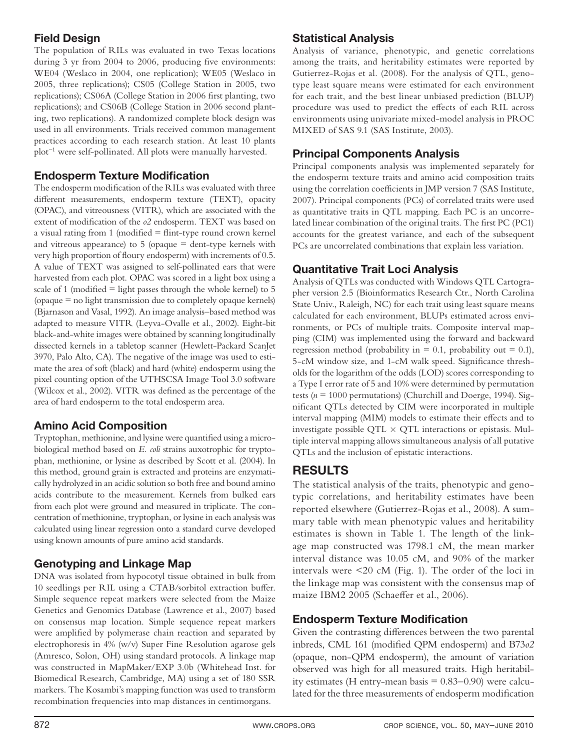## Field Design

The population of RILs was evaluated in two Texas locations during 3 yr from 2004 to 2006, producing five environments: WE04 (Weslaco in 2004, one replication); WE05 (Weslaco in 2005, three replications); CS05 (College Station in 2005, two replications); CS06A (College Station in 2006 first planting, two replications); and CS06B (College Station in 2006 second planting, two replications). A randomized complete block design was used in all environments. Trials received common management practices according to each research station. At least 10 plants plot$^{-1}$ were self-pollinated. All plots were manually harvested.

## Endosperm Texture Modification

The endosperm modification of the RILs was evaluated with three different measurements, endosperm texture (TEXT), opacity (OPAC), and vitreousness (VITR), which are associated with the extent of modification of the *o2* endosperm. TEXT was based on a visual rating from 1 (modified = flint-type round crown kernel and vitreous appearance) to 5 (opaque = dent-type kernels with very high proportion of floury endosperm) with increments of 0.5. A value of TEXT was assigned to self-pollinated ears that were harvested from each plot. OPAC was scored in a light box using a scale of 1 (modified = light passes through the whole kernel) to 5 (opaque = no light transmission due to completely opaque kernels) (Bjarnason and Vasal, 1992). An image analysis–based method was adapted to measure VITR (Leyva-Ovalle et al., 2002). Eight-bit black-and-white images were obtained by scanning longitudinally dissected kernels in a tabletop scanner (Hewlett-Packard ScanJet 3970, Palo Alto, CA). The negative of the image was used to estimate the area of soft (black) and hard (white) endosperm using the pixel counting option of the UTHSCSA Image Tool 3.0 software (Wilcox et al., 2002). VITR was defined as the percentage of the area of hard endosperm to the total endosperm area.

## Amino Acid Composition

Tryptophan, methionine, and lysine were quantified using a microbiological method based on *E. coli* strains auxotrophic for tryptophan, methionine, or lysine as described by Scott et al. (2004). In this method, ground grain is extracted and proteins are enzymatically hydrolyzed in an acidic solution so both free and bound amino acids contribute to the measurement. Kernels from bulked ears from each plot were ground and measured in triplicate. The concentration of methionine, tryptophan, or lysine in each analysis was calculated using linear regression onto a standard curve developed using known amounts of pure amino acid standards.

## Genotyping and Linkage Map

DNA was isolated from hypocotyl tissue obtained in bulk from 10 seedlings per RIL using a CTAB/sorbitol extraction buffer. Simple sequence repeat markers were selected from the Maize Genetics and Genomics Database (Lawrence et al., 2007) based on consensus map location. Simple sequence repeat markers were amplified by polymerase chain reaction and separated by electrophoresis in 4% (w/v) Super Fine Resolution agarose gels (Amresco, Solon, OH) using standard protocols. A linkage map was constructed in MapMaker/EXP 3.0b (Whitehead Inst. for Biomedical Research, Cambridge, MA) using a set of 180 SSR markers. The Kosambi's mapping function was used to transform recombination frequencies into map distances in centimorgans.

## Statistical Analysis

Analysis of variance, phenotypic, and genetic correlations among the traits, and heritability estimates were reported by Gutierrez-Rojas et al. (2008). For the analysis of QTL, genotype least square means were estimated for each environment for each trait, and the best linear unbiased prediction (BLUP) procedure was used to predict the effects of each RIL across environments using univariate mixed-model analysis in PROC MIXED of SAS 9.1 (SAS Institute, 2003).

## Principal Components Analysis

Principal components analysis was implemented separately for the endosperm texture traits and amino acid composition traits using the correlation coefficients in JMP version 7 (SAS Institute, 2007). Principal components (PCs) of correlated traits were used as quantitative traits in QTL mapping. Each PC is an uncorrelated linear combination of the original traits. The first PC (PC1) accounts for the greatest variance, and each of the subsequent PCs are uncorrelated combinations that explain less variation.

## Quantitative Trait Loci Analysis

Analysis of QTLs was conducted with Windows QTL Cartographer version 2.5 (Bioinformatics Research Ctr., North Carolina State Univ., Raleigh, NC) for each trait using least square means calculated for each environment, BLUPs estimated across environments, or PCs of multiple traits. Composite interval mapping (CIM) was implemented using the forward and backward regression method (probability in = 0.1, probability out = 0.1), 5-cM window size, and 1-cM walk speed. Significance thresholds for the logarithm of the odds (LOD) scores corresponding to a Type I error rate of 5 and 10% were determined by permutation tests ($n$ = 1000 permutations) (Churchill and Doerge, 1994). Significant QTLs detected by CIM were incorporated in multiple interval mapping (MIM) models to estimate their effects and to investigate possible QTL × QTL interactions or epistasis. Multiple interval mapping allows simultaneous analysis of all putative QTLs and the inclusion of epistatic interactions.

# RESULTS

The statistical analysis of the traits, phenotypic and genotypic correlations, and heritability estimates have been reported elsewhere (Gutierrez-Rojas et al., 2008). A summary table with mean phenotypic values and heritability estimates is shown in Table 1. The length of the linkage map constructed was 1798.1 cM, the mean marker interval distance was 10.05 cM, and 90% of the marker intervals were <20 cM (Fig. 1). The order of the loci in the linkage map was consistent with the consensus map of maize IBM2 2005 (Schaeffer et al., 2006).

## Endosperm Texture Modification

Given the contrasting differences between the two parental inbreds, CML 161 (modified QPM endosperm) and B73*o2* (opaque, non-QPM endosperm), the amount of variation observed was high for all measured traits. High heritability estimates (H entry-mean basis = 0.83–0.90) were calculated for the three measurements of endosperm modification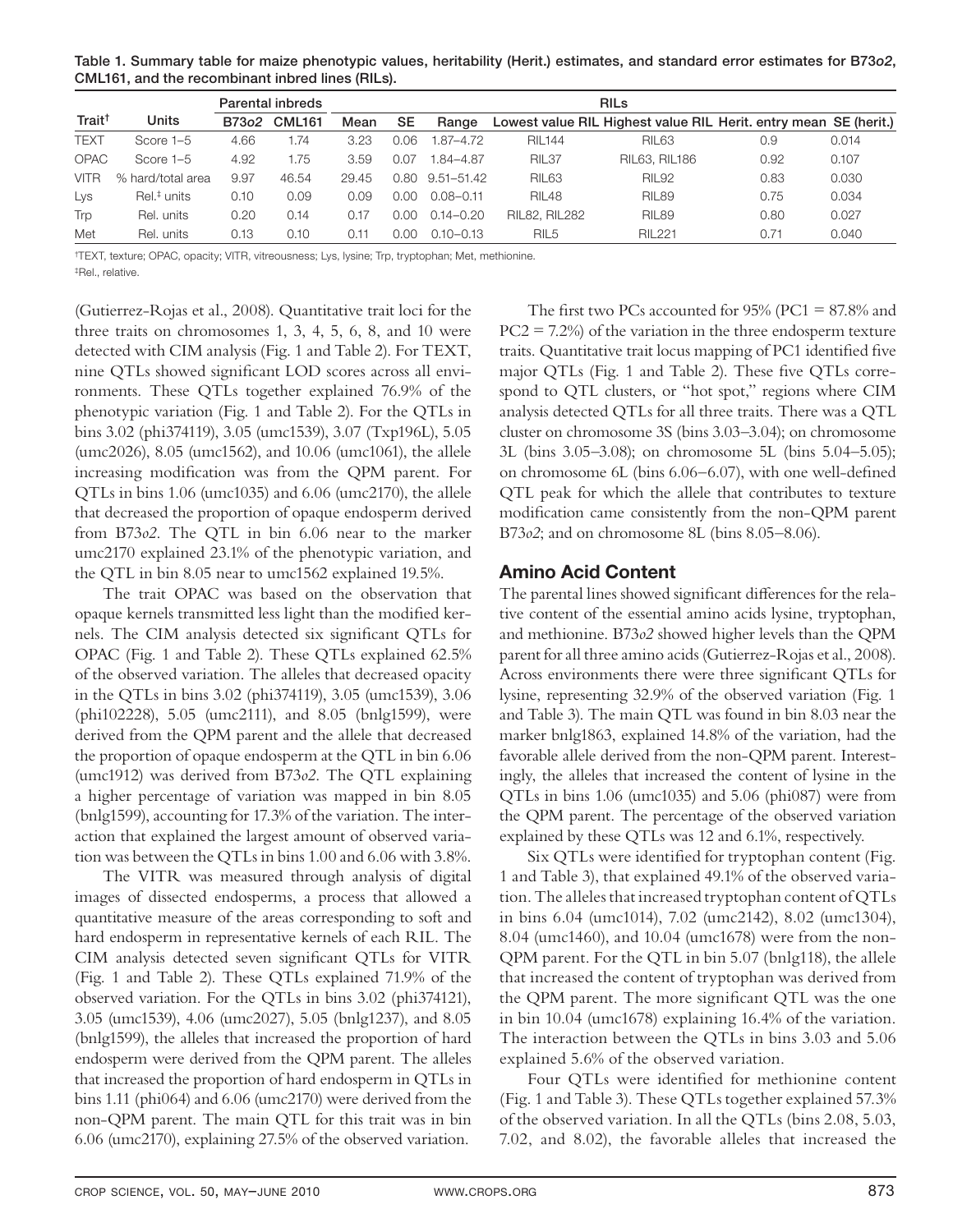Table 1. Summary table for maize phenotypic values, heritability (Herit.) estimates, and standard error estimates for B73*o2*, CML161, and the recombinant inbred lines (RILs).

| Trait[†] | Units | Parental inbreds | | RILs | | | | | | |
|---|---|---|---|---|---|---|---|---|---|---|
| | | B73*o2* | CML161 | Mean | SE | Range | Lowest value RIL | Highest value RIL | Herit. entry mean | SE (herit.) |
| TEXT | Score 1–5 | 4.66 | 1.74 | 3.23 | 0.06 | 1.87–4.72 | RIL144 | RIL63 | 0.9 | 0.014 |
| OPAC | Score 1–5 | 4.92 | 1.75 | 3.59 | 0.07 | 1.84–4.87 | RIL37 | RIL63, RIL186 | 0.92 | 0.107 |
| VITR | % hard/total area | 9.97 | 46.54 | 29.45 | 0.80 | 9.51–51.42 | RIL63 | RIL92 | 0.83 | 0.030 |
| Lys | Rel.[‡] units | 0.10 | 0.09 | 0.09 | 0.00 | 0.08–0.11 | RIL48 | RIL89 | 0.75 | 0.034 |
| Trp | Rel. units | 0.20 | 0.14 | 0.17 | 0.00 | 0.14–0.20 | RIL82, RIL282 | RIL89 | 0.80 | 0.027 |
| Met | Rel. units | 0.13 | 0.10 | 0.11 | 0.00 | 0.10–0.13 | RIL5 | RIL221 | 0.71 | 0.040 |

[†]TEXT, texture; OPAC, opacity; VITR, vitreousness; Lys, lysine; Trp, tryptophan; Met, methionine.

[‡]Rel., relative.

(Gutierrez-Rojas et al., 2008). Quantitative trait loci for the three traits on chromosomes 1, 3, 4, 5, 6, 8, and 10 were detected with CIM analysis (Fig. 1 and Table 2). For TEXT, nine QTLs showed significant LOD scores across all environments. These QTLs together explained 76.9% of the phenotypic variation (Fig. 1 and Table 2). For the QTLs in bins 3.02 (phi374119), 3.05 (umc1539), 3.07 (Txp196L), 5.05 (umc2026), 8.05 (umc1562), and 10.06 (umc1061), the allele increasing modification was from the QPM parent. For QTLs in bins 1.06 (umc1035) and 6.06 (umc2170), the allele that decreased the proportion of opaque endosperm derived from B73*o2*. The QTL in bin 6.06 near to the marker umc2170 explained 23.1% of the phenotypic variation, and the QTL in bin 8.05 near to umc1562 explained 19.5%.

The trait OPAC was based on the observation that opaque kernels transmitted less light than the modified kernels. The CIM analysis detected six significant QTLs for OPAC (Fig. 1 and Table 2). These QTLs explained 62.5% of the observed variation. The alleles that decreased opacity in the QTLs in bins 3.02 (phi374119), 3.05 (umc1539), 3.06 (phi102228), 5.05 (umc2111), and 8.05 (bnlg1599), were derived from the QPM parent and the allele that decreased the proportion of opaque endosperm at the QTL in bin 6.06 (umc1912) was derived from B73*o2*. The QTL explaining a higher percentage of variation was mapped in bin 8.05 (bnlg1599), accounting for 17.3% of the variation. The interaction that explained the largest amount of observed variation was between the QTLs in bins 1.00 and 6.06 with 3.8%.

The VITR was measured through analysis of digital images of dissected endosperms, a process that allowed a quantitative measure of the areas corresponding to soft and hard endosperm in representative kernels of each RIL. The CIM analysis detected seven significant QTLs for VITR (Fig. 1 and Table 2). These QTLs explained 71.9% of the observed variation. For the QTLs in bins 3.02 (phi374121), 3.05 (umc1539), 4.06 (umc2027), 5.05 (bnlg1237), and 8.05 (bnlg1599), the alleles that increased the proportion of hard endosperm were derived from the QPM parent. The alleles that increased the proportion of hard endosperm in QTLs in bins 1.11 (phi064) and 6.06 (umc2170) were derived from the non-QPM parent. The main QTL for this trait was in bin 6.06 (umc2170), explaining 27.5% of the observed variation.

The first two PCs accounted for 95% (PC1 = 87.8% and PC2 = 7.2%) of the variation in the three endosperm texture traits. Quantitative trait locus mapping of PC1 identified five major QTLs (Fig. 1 and Table 2). These five QTLs correspond to QTL clusters, or "hot spot," regions where CIM analysis detected QTLs for all three traits. There was a QTL cluster on chromosome 3S (bins 3.03–3.04); on chromosome 3L (bins 3.05–3.08); on chromosome 5L (bins 5.04–5.05); on chromosome 6L (bins 6.06–6.07), with one well-defined QTL peak for which the allele that contributes to texture modification came consistently from the non-QPM parent B73*o2*; and on chromosome 8L (bins 8.05–8.06).

## Amino Acid Content

The parental lines showed significant differences for the relative content of the essential amino acids lysine, tryptophan, and methionine. B73*o2* showed higher levels than the QPM parent for all three amino acids (Gutierrez-Rojas et al., 2008). Across environments there were three significant QTLs for lysine, representing 32.9% of the observed variation (Fig. 1 and Table 3). The main QTL was found in bin 8.03 near the marker bnlg1863, explained 14.8% of the variation, had the favorable allele derived from the non-QPM parent. Interestingly, the alleles that increased the content of lysine in the QTLs in bins 1.06 (umc1035) and 5.06 (phi087) were from the QPM parent. The percentage of the observed variation explained by these QTLs was 12 and 6.1%, respectively.

Six QTLs were identified for tryptophan content (Fig. 1 and Table 3), that explained 49.1% of the observed variation. The alleles that increased tryptophan content of QTLs in bins 6.04 (umc1014), 7.02 (umc2142), 8.02 (umc1304), 8.04 (umc1460), and 10.04 (umc1678) were from the non-QPM parent. For the QTL in bin 5.07 (bnlg118), the allele that increased the content of tryptophan was derived from the QPM parent. The more significant QTL was the one in bin 10.04 (umc1678) explaining 16.4% of the variation. The interaction between the QTLs in bins 3.03 and 5.06 explained 5.6% of the observed variation.

Four QTLs were identified for methionine content (Fig. 1 and Table 3). These QTLs together explained 57.3% of the observed variation. In all the QTLs (bins 2.08, 5.03, 7.02, and 8.02), the favorable alleles that increased the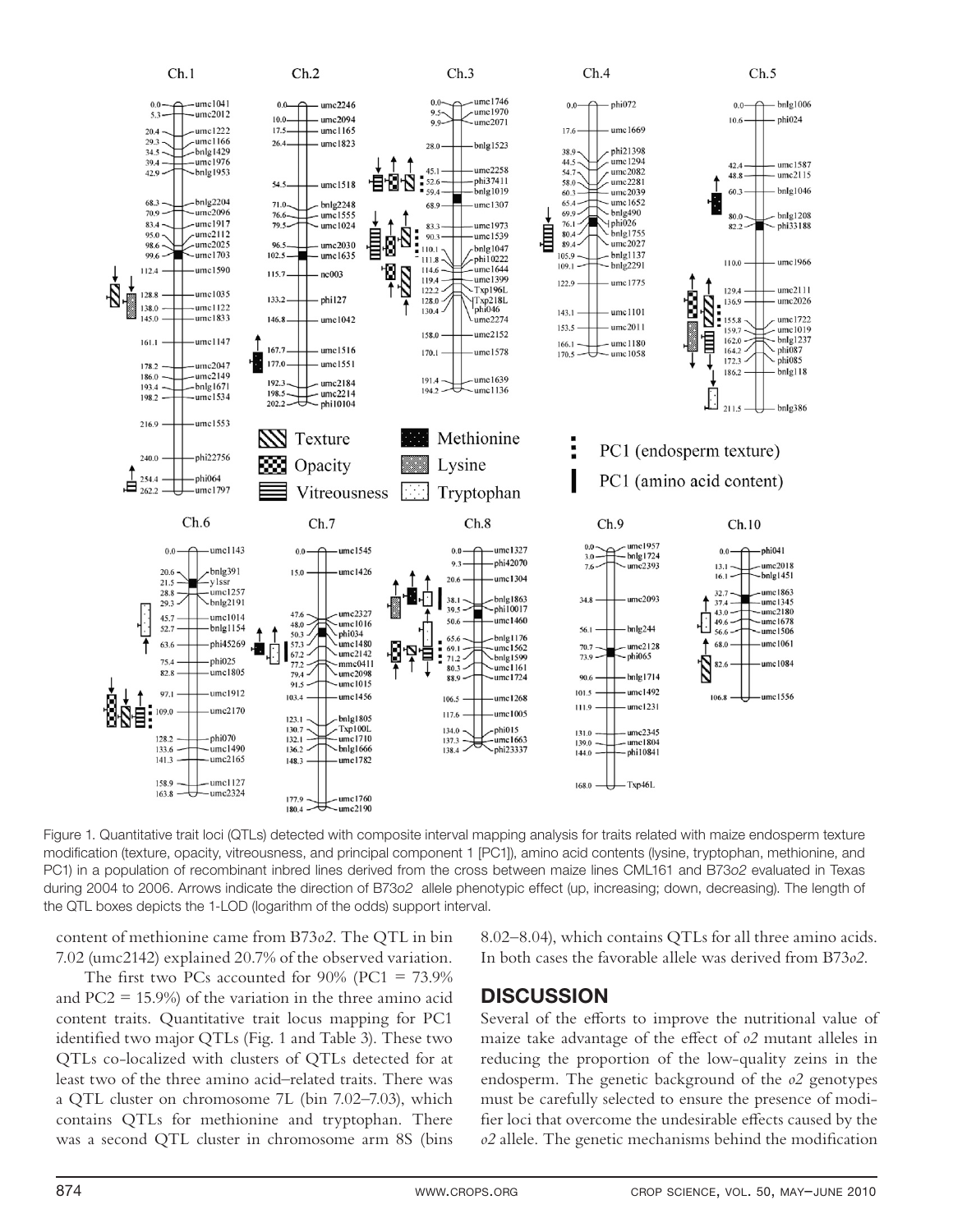Figure 1. Quantitative trait loci (QTLs) detected with composite interval mapping analysis for traits related with maize endosperm texture modification (texture, opacity, vitreousness, and principal component 1 [PC1]), amino acid contents (lysine, tryptophan, methionine, and PC1) in a population of recombinant inbred lines derived from the cross between maize lines CML161 and B73*o2* evaluated in Texas during 2004 to 2006. Arrows indicate the direction of B73*o2* allele phenotypic effect (up, increasing; down, decreasing). The length of the QTL boxes depicts the 1-LOD (logarithm of the odds) support interval.

content of methionine came from B73*o2*. The QTL in bin 7.02 (umc2142) explained 20.7% of the observed variation.

The first two PCs accounted for 90% (PC1 = 73.9% and PC2 = 15.9%) of the variation in the three amino acid content traits. Quantitative trait locus mapping for PC1 identified two major QTLs (Fig. 1 and Table 3). These two QTLs co-localized with clusters of QTLs detected for at least two of the three amino acid–related traits. There was a QTL cluster on chromosome 7L (bin 7.02–7.03), which contains QTLs for methionine and tryptophan. There was a second QTL cluster in chromosome arm 8S (bins 8.02–8.04), which contains QTLs for all three amino acids. In both cases the favorable allele was derived from B73*o2*.

## DISCUSSION

Several of the efforts to improve the nutritional value of maize take advantage of the effect of *o2* mutant alleles in reducing the proportion of the low-quality zeins in the endosperm. The genetic background of the *o2* genotypes must be carefully selected to ensure the presence of modifier loci that overcome the undesirable effects caused by the *o2* allele. The genetic mechanisms behind the modification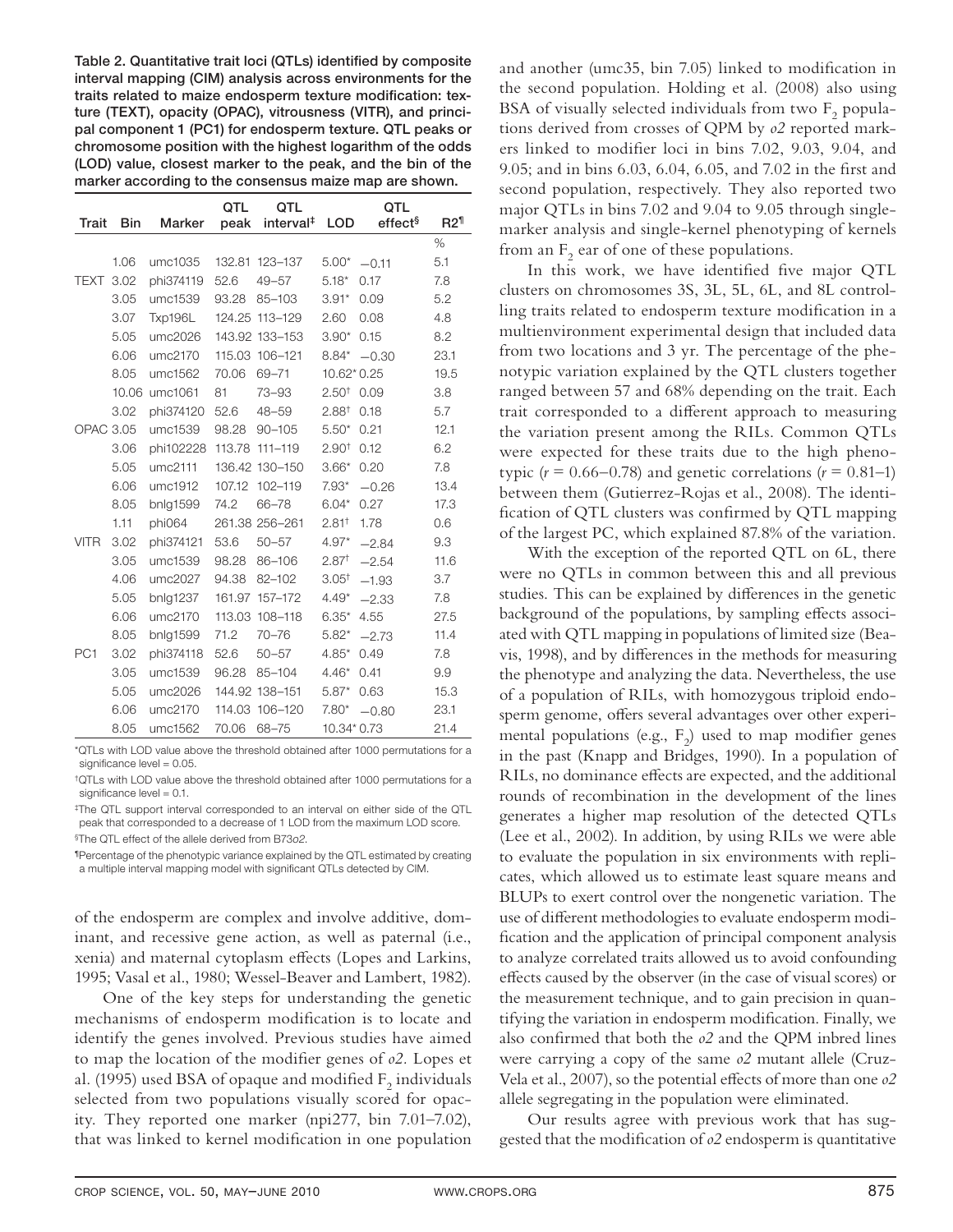**Table 2. Quantitative trait loci (QTLs) identified by composite interval mapping (CIM) analysis across environments for the traits related to maize endosperm texture modification: texture (TEXT), opacity (OPAC), vitrousness (VITR), and principal component 1 (PC1) for endosperm texture. QTL peaks or chromosome position with the highest logarithm of the odds (LOD) value, closest marker to the peak, and the bin of the marker according to the consensus maize map are shown.**

| Trait | Bin | Marker | QTL peak | QTL interval‡ | LOD | QTL effect§ | R2¶ |
|---|---|---|---|---|---|---|---|
| | | | | | | | % |
| | 1.06 | umc1035 | 132.81 | 123–137 | 5.00* | −0.11 | 5.1 |
| TEXT | 3.02 | phi374119 | 52.6 | 49–57 | 5.18* | 0.17 | 7.8 |
| | 3.05 | umc1539 | 93.28 | 85–103 | 3.91* | 0.09 | 5.2 |
| | 3.07 | Txp196L | 124.25 | 113–129 | 2.60 | 0.08 | 4.8 |
| | 5.05 | umc2026 | 143.92 | 133–153 | 3.90* | 0.15 | 8.2 |
| | 6.06 | umc2170 | 115.03 | 106–121 | 8.84* | −0.30 | 23.1 |
| | 8.05 | umc1562 | 70.06 | 69–71 | 10.62* | 0.25 | 19.5 |
| | 10.06 | umc1061 | 81 | 73–93 | 2.50† | 0.09 | 3.8 |
| | 3.02 | phi374120 | 52.6 | 48–59 | 2.88† | 0.18 | 5.7 |
| OPAC | 3.05 | umc1539 | 98.28 | 90–105 | 5.50* | 0.21 | 12.1 |
| | 3.06 | phi102228 | 113.78 | 111–119 | 2.90† | 0.12 | 6.2 |
| | 5.05 | umc2111 | 136.42 | 130–150 | 3.66* | 0.20 | 7.8 |
| | 6.06 | umc1912 | 107.12 | 102–119 | 7.93* | −0.26 | 13.4 |
| | 8.05 | bnlg1599 | 74.2 | 66–78 | 6.04* | 0.27 | 17.3 |
| | 1.11 | phi064 | 261.38 | 256–261 | 2.81† | 1.78 | 0.6 |
| VITR | 3.02 | phi374121 | 53.6 | 50–57 | 4.97* | −2.84 | 9.3 |
| | 3.05 | umc1539 | 98.28 | 86–106 | 2.87† | −2.54 | 11.6 |
| | 4.06 | umc2027 | 94.38 | 82–102 | 3.05† | −1.93 | 3.7 |
| | 5.05 | bnlg1237 | 161.97 | 157–172 | 4.49* | −2.33 | 7.8 |
| | 6.06 | umc2170 | 113.03 | 108–118 | 6.35* | 4.55 | 27.5 |
| | 8.05 | bnlg1599 | 71.2 | 70–76 | 5.82* | −2.73 | 11.4 |
| PC1 | 3.02 | phi374118 | 52.6 | 50–57 | 4.85* | 0.49 | 7.8 |
| | 3.05 | umc1539 | 96.28 | 85–104 | 4.46* | 0.41 | 9.9 |
| | 5.05 | umc2026 | 144.92 | 138–151 | 5.87* | 0.63 | 15.3 |
| | 6.06 | umc2170 | 114.03 | 106–120 | 7.80* | −0.80 | 23.1 |
| | 8.05 | umc1562 | 70.06 | 68–75 | 10.34* | 0.73 | 21.4 |

*QTLs with LOD value above the threshold obtained after 1000 permutations for a significance level = 0.05.

†QTLs with LOD value above the threshold obtained after 1000 permutations for a significance level = 0.1.

‡The QTL support interval corresponded to an interval on either side of the QTL peak that corresponded to a decrease of 1 LOD from the maximum LOD score.

§The QTL effect of the allele derived from B73*o2*.

¶Percentage of the phenotypic variance explained by the QTL estimated by creating a multiple interval mapping model with significant QTLs detected by CIM.

of the endosperm are complex and involve additive, dominant, and recessive gene action, as well as paternal (i.e., xenia) and maternal cytoplasm effects (Lopes and Larkins, 1995; Vasal et al., 1980; Wessel-Beaver and Lambert, 1982).

One of the key steps for understanding the genetic mechanisms of endosperm modification is to locate and identify the genes involved. Previous studies have aimed to map the location of the modifier genes of *o2*. Lopes et al. (1995) used BSA of opaque and modified $F_2$ individuals selected from two populations visually scored for opacity. They reported one marker (npi277, bin 7.01–7.02), that was linked to kernel modification in one population and another (umc35, bin 7.05) linked to modification in the second population. Holding et al. (2008) also using BSA of visually selected individuals from two $F_2$ populations derived from crosses of QPM by *o2* reported markers linked to modifier loci in bins 7.02, 9.03, 9.04, and 9.05; and in bins 6.03, 6.04, 6.05, and 7.02 in the first and second population, respectively. They also reported two major QTLs in bins 7.02 and 9.04 to 9.05 through single-marker analysis and single-kernel phenotyping of kernels from an $F_2$ ear of one of these populations.

In this work, we have identified five major QTL clusters on chromosomes 3S, 3L, 5L, 6L, and 8L controlling traits related to endosperm texture modification in a multienvironment experimental design that included data from two locations and 3 yr. The percentage of the phenotypic variation explained by the QTL clusters together ranged between 57 and 68% depending on the trait. Each trait corresponded to a different approach to measuring the variation present among the RILs. Common QTLs were expected for these traits due to the high phenotypic ($r = 0.66$–$0.78$) and genetic correlations ($r = 0.81$–$1$) between them (Gutierrez-Rojas et al., 2008). The identification of QTL clusters was confirmed by QTL mapping of the largest PC, which explained 87.8% of the variation.

With the exception of the reported QTL on 6L, there were no QTLs in common between this and all previous studies. This can be explained by differences in the genetic background of the populations, by sampling effects associated with QTL mapping in populations of limited size (Beavis, 1998), and by differences in the methods for measuring the phenotype and analyzing the data. Nevertheless, the use of a population of RILs, with homozygous triploid endosperm genome, offers several advantages over other experimental populations (e.g., $F_2$) used to map modifier genes in the past (Knapp and Bridges, 1990). In a population of RILs, no dominance effects are expected, and the additional rounds of recombination in the development of the lines generates a higher map resolution of the detected QTLs (Lee et al., 2002). In addition, by using RILs we were able to evaluate the population in six environments with replicates, which allowed us to estimate least square means and BLUPs to exert control over the nongenetic variation. The use of different methodologies to evaluate endosperm modification and the application of principal component analysis to analyze correlated traits allowed us to avoid confounding effects caused by the observer (in the case of visual scores) or the measurement technique, and to gain precision in quantifying the variation in endosperm modification. Finally, we also confirmed that both the *o2* and the QPM inbred lines were carrying a copy of the same *o2* mutant allele (Cruz-Vela et al., 2007), so the potential effects of more than one *o2* allele segregating in the population were eliminated.

Our results agree with previous work that has suggested that the modification of *o2* endosperm is quantitative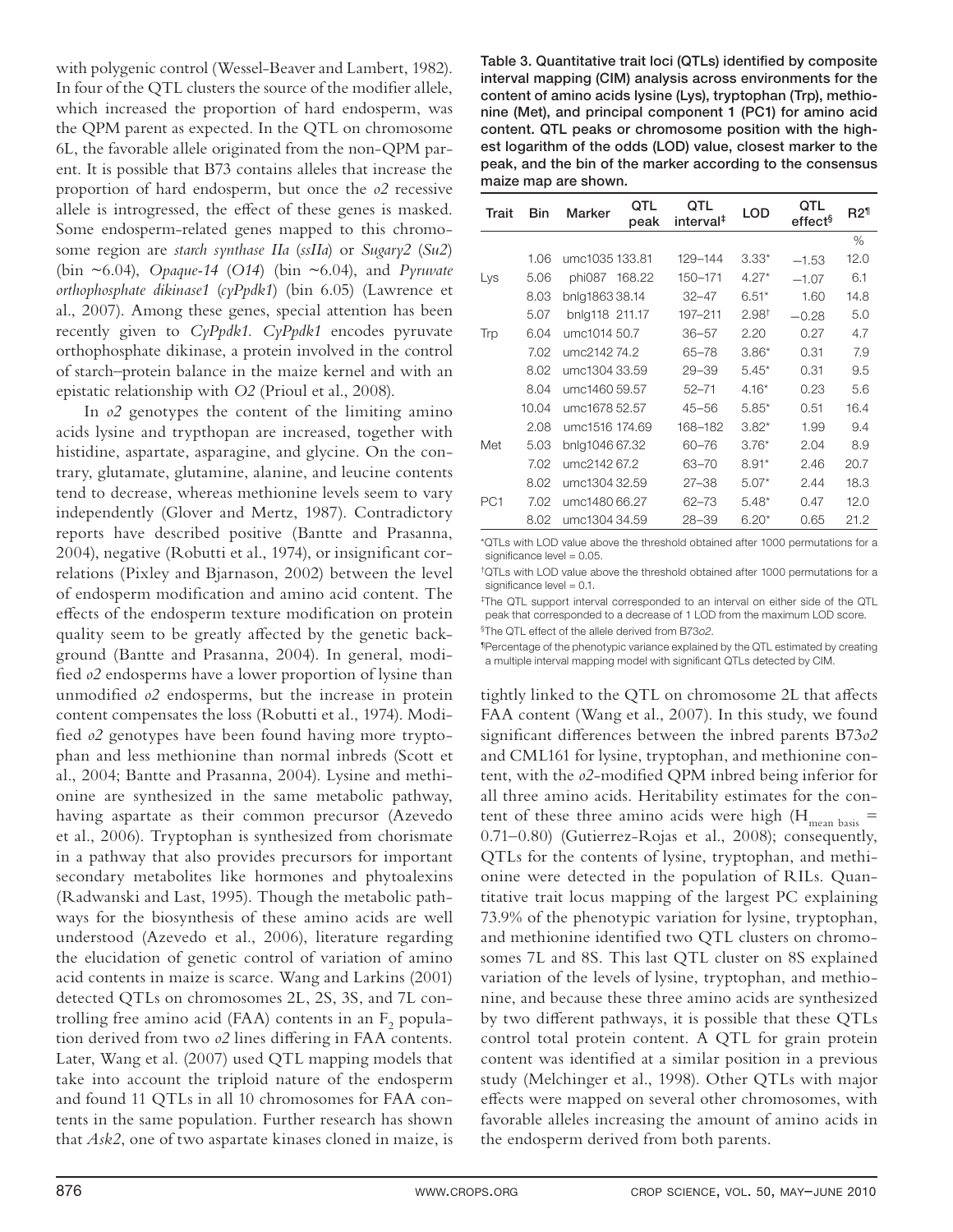with polygenic control (Wessel-Beaver and Lambert, 1982). In four of the QTL clusters the source of the modifier allele, which increased the proportion of hard endosperm, was the QPM parent as expected. In the QTL on chromosome 6L, the favorable allele originated from the non-QPM parent. It is possible that B73 contains alleles that increase the proportion of hard endosperm, but once the *o2* recessive allele is introgressed, the effect of these genes is masked. Some endosperm-related genes mapped to this chromosome region are *starch synthase IIa* (*ssIIa*) or *Sugary2* (*Su2*) (bin ~6.04), *Opaque-14* (*O14*) (bin ~6.04), and *Pyruvate orthophosphate dikinase1* (*cyPpdk1*) (bin 6.05) (Lawrence et al., 2007). Among these genes, special attention has been recently given to *CyPpdk1. CyPpdk1* encodes pyruvate orthophosphate dikinase, a protein involved in the control of starch–protein balance in the maize kernel and with an epistatic relationship with *O2* (Prioul et al., 2008).

In *o2* genotypes the content of the limiting amino acids lysine and trypthopan are increased, together with histidine, aspartate, asparagine, and glycine. On the contrary, glutamate, glutamine, alanine, and leucine contents tend to decrease, whereas methionine levels seem to vary independently (Glover and Mertz, 1987). Contradictory reports have described positive (Bantte and Prasanna, 2004), negative (Robutti et al., 1974), or insignificant correlations (Pixley and Bjarnason, 2002) between the level of endosperm modification and amino acid content. The effects of the endosperm texture modification on protein quality seem to be greatly affected by the genetic background (Bantte and Prasanna, 2004). In general, modified *o2* endosperms have a lower proportion of lysine than unmodified *o2* endosperms, but the increase in protein content compensates the loss (Robutti et al., 1974). Modified *o2* genotypes have been found having more tryptophan and less methionine than normal inbreds (Scott et al., 2004; Bantte and Prasanna, 2004). Lysine and methionine are synthesized in the same metabolic pathway, having aspartate as their common precursor (Azevedo et al., 2006). Tryptophan is synthesized from chorismate in a pathway that also provides precursors for important secondary metabolites like hormones and phytoalexins (Radwanski and Last, 1995). Though the metabolic pathways for the biosynthesis of these amino acids are well understood (Azevedo et al., 2006), literature regarding the elucidation of genetic control of variation of amino acid contents in maize is scarce. Wang and Larkins (2001) detected QTLs on chromosomes 2L, 2S, 3S, and 7L controlling free amino acid (FAA) contents in an $F_2$ population derived from two *o2* lines differing in FAA contents. Later, Wang et al. (2007) used QTL mapping models that take into account the triploid nature of the endosperm and found 11 QTLs in all 10 chromosomes for FAA contents in the same population. Further research has shown that *Ask2*, one of two aspartate kinases cloned in maize, is

**Table 3. Quantitative trait loci (QTLs) identified by composite interval mapping (CIM) analysis across environments for the content of amino acids lysine (Lys), tryptophan (Trp), methionine (Met), and principal component 1 (PC1) for amino acid content. QTL peaks or chromosome position with the highest logarithm of the odds (LOD) value, closest marker to the peak, and the bin of the marker according to the consensus maize map are shown.**

| Trait | Bin | Marker | QTL peak | QTL interval‡ | LOD | QTL effect§ | R2¶ |
|---|---|---|---|---|---|---|---|
| | | | | | | | % |
| Lys | 1.06 | umc1035 | 133.81 | 129–144 | 3.33* | −1.53 | 12.0 |
| | 5.06 | phi087 | 168.22 | 150–171 | 4.27* | −1.07 | 6.1 |
| | 8.03 | bnlg1863 | 38.14 | 32–47 | 6.51* | 1.60 | 14.8 |
| Trp | 5.07 | bnlg118 | 211.17 | 197–211 | 2.98† | −0.28 | 5.0 |
| | 6.04 | umc1014 | 50.7 | 36–57 | 2.20 | 0.27 | 4.7 |
| | 7.02 | umc2142 | 74.2 | 65–78 | 3.86* | 0.31 | 7.9 |
| | 8.02 | umc1304 | 33.59 | 29–39 | 5.45* | 0.31 | 9.5 |
| | 8.04 | umc1460 | 59.57 | 52–71 | 4.16* | 0.23 | 5.6 |
| | 10.04 | umc1678 | 52.57 | 45–56 | 5.85* | 0.51 | 16.4 |
| Met | 2.08 | umc1516 | 174.69 | 168–182 | 3.82* | 1.99 | 9.4 |
| | 5.03 | bnlg1046 | 67.32 | 60–76 | 3.76* | 2.04 | 8.9 |
| | 7.02 | umc2142 | 67.2 | 63–70 | 8.91* | 2.46 | 20.7 |
| | 8.02 | umc1304 | 32.59 | 27–38 | 5.07* | 2.44 | 18.3 |
| PC1 | 7.02 | umc1480 | 66.27 | 62–73 | 5.48* | 0.47 | 12.0 |
| | 8.02 | umc1304 | 34.59 | 28–39 | 6.20* | 0.65 | 21.2 |

*QTLs with LOD value above the threshold obtained after 1000 permutations for a significance level = 0.05.

†QTLs with LOD value above the threshold obtained after 1000 permutations for a significance level = 0.1.

‡The QTL support interval corresponded to an interval on either side of the QTL peak that corresponded to a decrease of 1 LOD from the maximum LOD score.

§The QTL effect of the allele derived from B73*o2*.

¶Percentage of the phenotypic variance explained by the QTL estimated by creating a multiple interval mapping model with significant QTLs detected by CIM.

tightly linked to the QTL on chromosome 2L that affects FAA content (Wang et al., 2007). In this study, we found significant differences between the inbred parents B73*o2* and CML161 for lysine, tryptophan, and methionine content, with the *o2*-modified QPM inbred being inferior for all three amino acids. Heritability estimates for the content of these three amino acids were high ($H_{\text{mean basis}}$ = 0.71–0.80) (Gutierrez-Rojas et al., 2008); consequently, QTLs for the contents of lysine, tryptophan, and methionine were detected in the population of RILs. Quantitative trait locus mapping of the largest PC explaining 73.9% of the phenotypic variation for lysine, tryptophan, and methionine identified two QTL clusters on chromosomes 7L and 8S. This last QTL cluster on 8S explained variation of the levels of lysine, tryptophan, and methionine, and because these three amino acids are synthesized by two different pathways, it is possible that these QTLs control total protein content. A QTL for grain protein content was identified at a similar position in a previous study (Melchinger et al., 1998). Other QTLs with major effects were mapped on several other chromosomes, with favorable alleles increasing the amount of amino acids in the endosperm derived from both parents.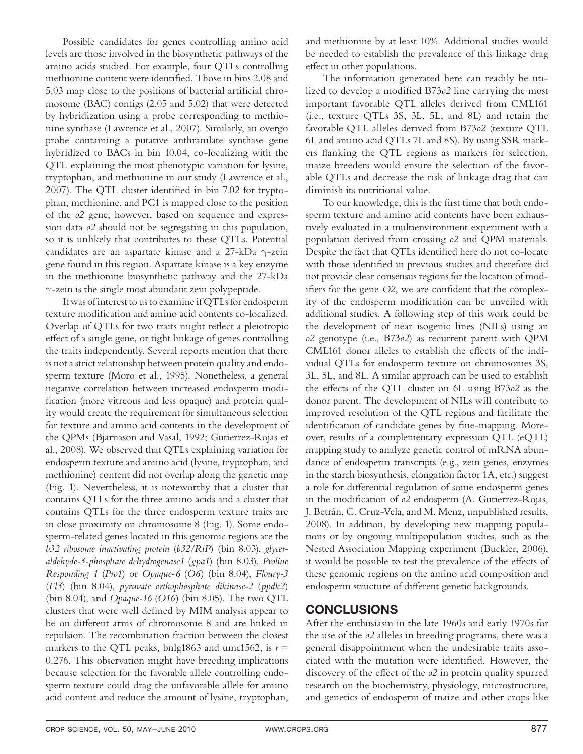Possible candidates for genes controlling amino acid levels are those involved in the biosynthetic pathways of the amino acids studied. For example, four QTLs controlling methionine content were identified. Those in bins 2.08 and 5.03 map close to the positions of bacterial artificial chromosome (BAC) contigs (2.05 and 5.02) that were detected by hybridization using a probe corresponding to methionine synthase (Lawrence et al., 2007). Similarly, an overgo probe containing a putative anthranilate synthase gene hybridized to BACs in bin 10.04, co-localizing with the QTL explaining the most phenotypic variation for lysine, tryptophan, and methionine in our study (Lawrence et al., 2007). The QTL cluster identified in bin 7.02 for tryptophan, methionine, and PC1 is mapped close to the position of the *o2* gene; however, based on sequence and expression data *o2* should not be segregating in this population, so it is unlikely that contributes to these QTLs. Potential candidates are an aspartate kinase and a 27-kDa γ-zein gene found in this region. Aspartate kinase is a key enzyme in the methionine biosynthetic pathway and the 27-kDa γ-zein is the single most abundant zein polypeptide.

It was of interest to us to examine if QTLs for endosperm texture modification and amino acid contents co-localized. Overlap of QTLs for two traits might reflect a pleiotropic effect of a single gene, or tight linkage of genes controlling the traits independently. Several reports mention that there is not a strict relationship between protein quality and endosperm texture (Moro et al., 1995). Nonetheless, a general negative correlation between increased endosperm modification (more vitreous and less opaque) and protein quality would create the requirement for simultaneous selection for texture and amino acid contents in the development of the QPMs (Bjarnason and Vasal, 1992; Gutierrez-Rojas et al., 2008). We observed that QTLs explaining variation for endosperm texture and amino acid (lysine, tryptophan, and methionine) content did not overlap along the genetic map (Fig. 1). Nevertheless, it is noteworthy that a cluster that contains QTLs for the three amino acids and a cluster that contains QTLs for the three endosperm texture traits are in close proximity on chromosome 8 (Fig. 1). Some endosperm-related genes located in this genomic regions are the *b32 ribosome inactivating protein* (*b32/RiP*) (bin 8.03), *glyceraldehyde-3-phosphate dehydrogenase1* (*gpa1*) (bin 8.03), *Proline Responding 1* (*Pro1*) or *Opaque-6* (*O6*) (bin 8.04), *Floury-3* (*Fl3*) (bin 8.04), *pyruvate orthophosphate dikinase-2* (*ppdk2*) (bin 8.04), and *Opaque-16* (*O16*) (bin 8.05). The two QTL clusters that were well defined by MIM analysis appear to be on different arms of chromosome 8 and are linked in repulsion. The recombination fraction between the closest markers to the QTL peaks, bnlg1863 and umc1562, is $r = 0.276$. This observation might have breeding implications because selection for the favorable allele controlling endosperm texture could drag the unfavorable allele for amino acid content and reduce the amount of lysine, tryptophan, and methionine by at least 10%. Additional studies would be needed to establish the prevalence of this linkage drag effect in other populations.

The information generated here can readily be utilized to develop a modified B73*o2* line carrying the most important favorable QTL alleles derived from CML161 (i.e., texture QTLs 3S, 3L, 5L, and 8L) and retain the favorable QTL alleles derived from B73*o2* (texture QTL 6L and amino acid QTLs 7L and 8S). By using SSR markers flanking the QTL regions as markers for selection, maize breeders would ensure the selection of the favorable QTLs and decrease the risk of linkage drag that can diminish its nutritional value.

To our knowledge, this is the first time that both endosperm texture and amino acid contents have been exhaustively evaluated in a multienvironment experiment with a population derived from crossing *o2* and QPM materials. Despite the fact that QTLs identified here do not co-locate with those identified in previous studies and therefore did not provide clear consensus regions for the location of modifiers for the gene *O2*, we are confident that the complexity of the endosperm modification can be unveiled with additional studies. A following step of this work could be the development of near isogenic lines (NILs) using an *o2* genotype (i.e., B73*o2*) as recurrent parent with QPM CML161 donor alleles to establish the effects of the individual QTLs for endosperm texture on chromosomes 3S, 3L, 5L, and 8L. A similar approach can be used to establish the effects of the QTL cluster on 6L using B73*o2* as the donor parent. The development of NILs will contribute to improved resolution of the QTL regions and facilitate the identification of candidate genes by fine-mapping. Moreover, results of a complementary expression QTL (eQTL) mapping study to analyze genetic control of mRNA abundance of endosperm transcripts (e.g., zein genes, enzymes in the starch biosynthesis, elongation factor 1A, etc.) suggest a role for differential regulation of some endosperm genes in the modification of *o2* endosperm (A. Gutierrez-Rojas, J. Betrán, C. Cruz-Vela, and M. Menz, unpublished results, 2008). In addition, by developing new mapping populations or by ongoing multipopulation studies, such as the Nested Association Mapping experiment (Buckler, 2006), it would be possible to test the prevalence of the effects of these genomic regions on the amino acid composition and endosperm structure of different genetic backgrounds.

## CONCLUSIONS

After the enthusiasm in the late 1960s and early 1970s for the use of the *o2* alleles in breeding programs, there was a general disappointment when the undesirable traits associated with the mutation were identified. However, the discovery of the effect of the *o2* in protein quality spurred research on the biochemistry, physiology, microstructure, and genetics of endosperm of maize and other crops like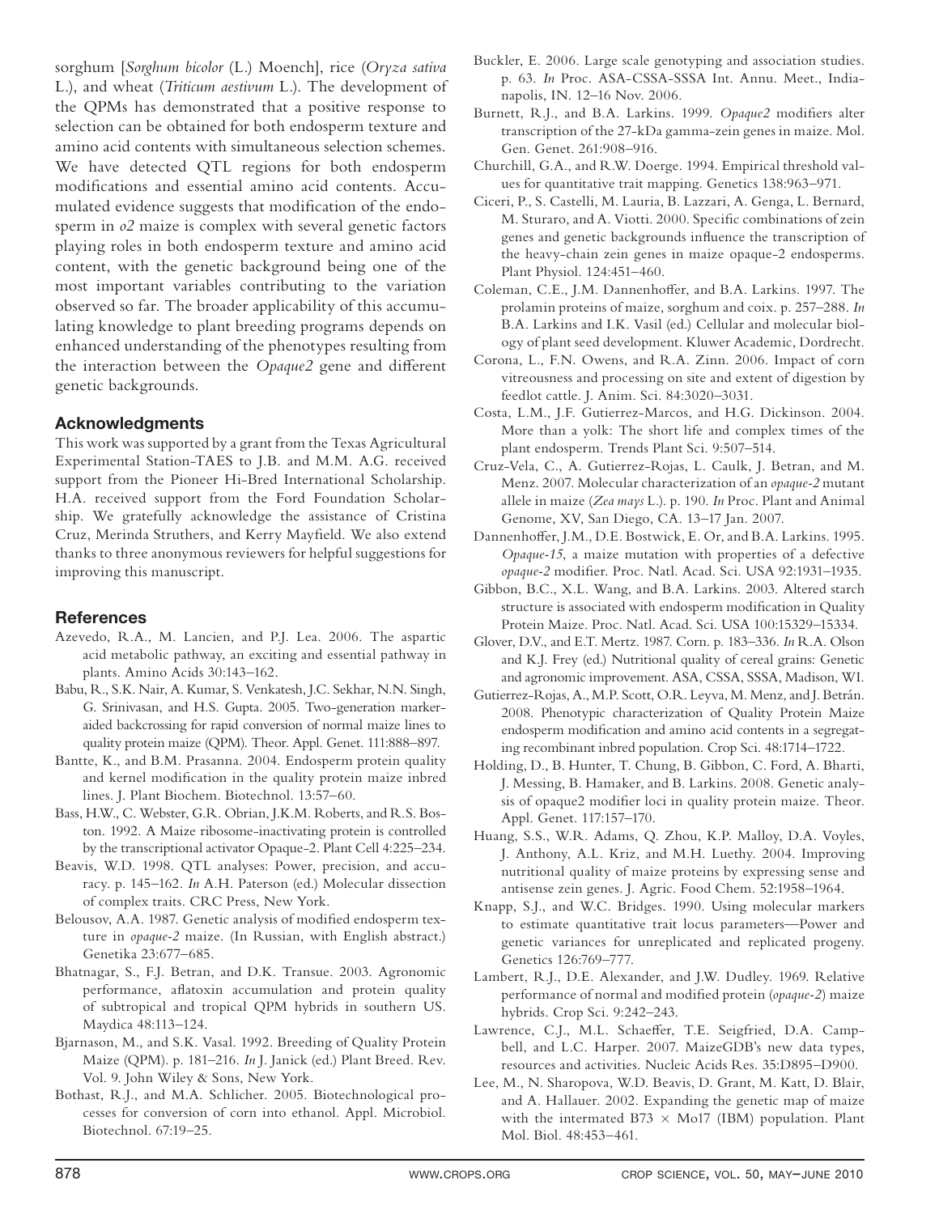sorghum [*Sorghum bicolor* (L.) Moench], rice (*Oryza sativa* L.), and wheat (*Triticum aestivum* L.). The development of the QPMs has demonstrated that a positive response to selection can be obtained for both endosperm texture and amino acid contents with simultaneous selection schemes. We have detected QTL regions for both endosperm modifications and essential amino acid contents. Accumulated evidence suggests that modification of the endosperm in *o2* maize is complex with several genetic factors playing roles in both endosperm texture and amino acid content, with the genetic background being one of the most important variables contributing to the variation observed so far. The broader applicability of this accumulating knowledge to plant breeding programs depends on enhanced understanding of the phenotypes resulting from the interaction between the *Opaque2* gene and different genetic backgrounds.

## Acknowledgments

This work was supported by a grant from the Texas Agricultural Experimental Station-TAES to J.B. and M.M. A.G. received support from the Pioneer Hi-Bred International Scholarship. H.A. received support from the Ford Foundation Scholarship. We gratefully acknowledge the assistance of Cristina Cruz, Merinda Struthers, and Kerry Mayfield. We also extend thanks to three anonymous reviewers for helpful suggestions for improving this manuscript.

## References

Azevedo, R.A., M. Lancien, and P.J. Lea. 2006. The aspartic acid metabolic pathway, an exciting and essential pathway in plants. Amino Acids 30:143–162.

Babu, R., S.K. Nair, A. Kumar, S. Venkatesh, J.C. Sekhar, N.N. Singh, G. Srinivasan, and H.S. Gupta. 2005. Two-generation marker-aided backcrossing for rapid conversion of normal maize lines to quality protein maize (QPM). Theor. Appl. Genet. 111:888–897.

Bantte, K., and B.M. Prasanna. 2004. Endosperm protein quality and kernel modification in the quality protein maize inbred lines. J. Plant Biochem. Biotechnol. 13:57–60.

Bass, H.W., C. Webster, G.R. Obrian, J.K.M. Roberts, and R.S. Boston. 1992. A Maize ribosome-inactivating protein is controlled by the transcriptional activator Opaque-2. Plant Cell 4:225–234.

Beavis, W.D. 1998. QTL analyses: Power, precision, and accuracy. p. 145–162. *In* A.H. Paterson (ed.) Molecular dissection of complex traits. CRC Press, New York.

Belousov, A.A. 1987. Genetic analysis of modified endosperm texture in *opaque-2* maize. (In Russian, with English abstract.) Genetika 23:677–685.

Bhatnagar, S., F.J. Betran, and D.K. Transue. 2003. Agronomic performance, aflatoxin accumulation and protein quality of subtropical and tropical QPM hybrids in southern US. Maydica 48:113–124.

Bjarnason, M., and S.K. Vasal. 1992. Breeding of Quality Protein Maize (QPM). p. 181–216. *In* J. Janick (ed.) Plant Breed. Rev. Vol. 9. John Wiley & Sons, New York.

Bothast, R.J., and M.A. Schlicher. 2005. Biotechnological processes for conversion of corn into ethanol. Appl. Microbiol. Biotechnol. 67:19–25.

Buckler, E. 2006. Large scale genotyping and association studies. p. 63. *In* Proc. ASA-CSSA-SSSA Int. Annu. Meet., Indianapolis, IN. 12–16 Nov. 2006.

Burnett, R.J., and B.A. Larkins. 1999. *Opaque2* modifiers alter transcription of the 27-kDa gamma-zein genes in maize. Mol. Gen. Genet. 261:908–916.

Churchill, G.A., and R.W. Doerge. 1994. Empirical threshold values for quantitative trait mapping. Genetics 138:963–971.

Ciceri, P., S. Castelli, M. Lauria, B. Lazzari, A. Genga, L. Bernard, M. Sturaro, and A. Viotti. 2000. Specific combinations of zein genes and genetic backgrounds influence the transcription of the heavy-chain zein genes in maize opaque-2 endosperms. Plant Physiol. 124:451–460.

Coleman, C.E., J.M. Dannenhoffer, and B.A. Larkins. 1997. The prolamin proteins of maize, sorghum and coix. p. 257–288. *In* B.A. Larkins and I.K. Vasil (ed.) Cellular and molecular biology of plant seed development. Kluwer Academic, Dordrecht.

Corona, L., F.N. Owens, and R.A. Zinn. 2006. Impact of corn vitreousness and processing on site and extent of digestion by feedlot cattle. J. Anim. Sci. 84:3020–3031.

Costa, L.M., J.F. Gutierrez-Marcos, and H.G. Dickinson. 2004. More than a yolk: The short life and complex times of the plant endosperm. Trends Plant Sci. 9:507–514.

Cruz-Vela, C., A. Gutierrez-Rojas, L. Caulk, J. Betran, and M. Menz. 2007. Molecular characterization of an *opaque-2* mutant allele in maize (*Zea mays* L.). p. 190. *In* Proc. Plant and Animal Genome, XV, San Diego, CA. 13–17 Jan. 2007.

Dannenhoffer, J.M., D.E. Bostwick, E. Or, and B.A. Larkins. 1995. *Opaque-15*, a maize mutation with properties of a defective *opaque-2* modifier. Proc. Natl. Acad. Sci. USA 92:1931–1935.

Gibbon, B.C., X.L. Wang, and B.A. Larkins. 2003. Altered starch structure is associated with endosperm modification in Quality Protein Maize. Proc. Natl. Acad. Sci. USA 100:15329–15334.

Glover, D.V., and E.T. Mertz. 1987. Corn. p. 183–336. *In* R.A. Olson and K.J. Frey (ed.) Nutritional quality of cereal grains: Genetic and agronomic improvement. ASA, CSSA, SSSA, Madison, WI.

Gutierrez-Rojas, A., M.P. Scott, O.R. Leyva, M. Menz, and J. Betrán. 2008. Phenotypic characterization of Quality Protein Maize endosperm modification and amino acid contents in a segregating recombinant inbred population. Crop Sci. 48:1714–1722.

Holding, D., B. Hunter, T. Chung, B. Gibbon, C. Ford, A. Bharti, J. Messing, B. Hamaker, and B. Larkins. 2008. Genetic analysis of opaque2 modifier loci in quality protein maize. Theor. Appl. Genet. 117:157–170.

Huang, S.S., W.R. Adams, Q. Zhou, K.P. Malloy, D.A. Voyles, J. Anthony, A.L. Kriz, and M.H. Luethy. 2004. Improving nutritional quality of maize proteins by expressing sense and antisense zein genes. J. Agric. Food Chem. 52:1958–1964.

Knapp, S.J., and W.C. Bridges. 1990. Using molecular markers to estimate quantitative trait locus parameters—Power and genetic variances for unreplicated and replicated progeny. Genetics 126:769–777.

Lambert, R.J., D.E. Alexander, and J.W. Dudley. 1969. Relative performance of normal and modified protein (*opaque-2*) maize hybrids. Crop Sci. 9:242–243.

Lawrence, C.J., M.L. Schaeffer, T.E. Seigfried, D.A. Campbell, and L.C. Harper. 2007. MaizeGDB's new data types, resources and activities. Nucleic Acids Res. 35:D895–D900.

Lee, M., N. Sharopova, W.D. Beavis, D. Grant, M. Katt, D. Blair, and A. Hallauer. 2002. Expanding the genetic map of maize with the intermated B73 × Mo17 (IBM) population. Plant Mol. Biol. 48:453–461.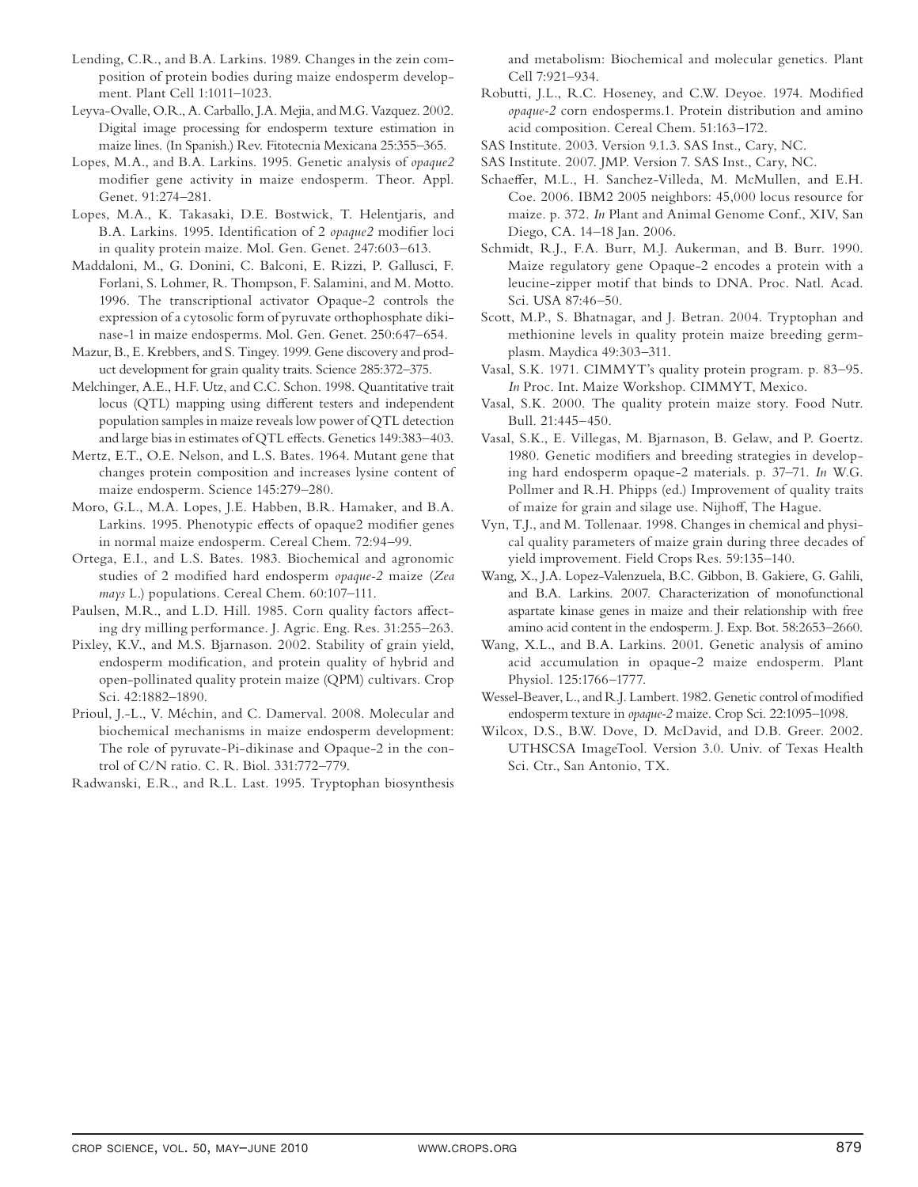Lending, C.R., and B.A. Larkins. 1989. Changes in the zein composition of protein bodies during maize endosperm development. Plant Cell 1:1011–1023.

Leyva-Ovalle, O.R., A. Carballo, J.A. Mejia, and M.G. Vazquez. 2002. Digital image processing for endosperm texture estimation in maize lines. (In Spanish.) Rev. Fitotecnia Mexicana 25:355–365.

Lopes, M.A., and B.A. Larkins. 1995. Genetic analysis of *opaque2* modifier gene activity in maize endosperm. Theor. Appl. Genet. 91:274–281.

Lopes, M.A., K. Takasaki, D.E. Bostwick, T. Helentjaris, and B.A. Larkins. 1995. Identification of 2 *opaque2* modifier loci in quality protein maize. Mol. Gen. Genet. 247:603–613.

Maddaloni, M., G. Donini, C. Balconi, E. Rizzi, P. Gallusci, F. Forlani, S. Lohmer, R. Thompson, F. Salamini, and M. Motto. 1996. The transcriptional activator Opaque-2 controls the expression of a cytosolic form of pyruvate orthophosphate dikinase-1 in maize endosperms. Mol. Gen. Genet. 250:647–654.

Mazur, B., E. Krebbers, and S. Tingey. 1999. Gene discovery and product development for grain quality traits. Science 285:372–375.

Melchinger, A.E., H.F. Utz, and C.C. Schon. 1998. Quantitative trait locus (QTL) mapping using different testers and independent population samples in maize reveals low power of QTL detection and large bias in estimates of QTL effects. Genetics 149:383–403.

Mertz, E.T., O.E. Nelson, and L.S. Bates. 1964. Mutant gene that changes protein composition and increases lysine content of maize endosperm. Science 145:279–280.

Moro, G.L., M.A. Lopes, J.E. Habben, B.R. Hamaker, and B.A. Larkins. 1995. Phenotypic effects of opaque2 modifier genes in normal maize endosperm. Cereal Chem. 72:94–99.

Ortega, E.I., and L.S. Bates. 1983. Biochemical and agronomic studies of 2 modified hard endosperm *opaque-2* maize (*Zea mays* L.) populations. Cereal Chem. 60:107–111.

Paulsen, M.R., and L.D. Hill. 1985. Corn quality factors affecting dry milling performance. J. Agric. Eng. Res. 31:255–263.

Pixley, K.V., and M.S. Bjarnason. 2002. Stability of grain yield, endosperm modification, and protein quality of hybrid and open-pollinated quality protein maize (QPM) cultivars. Crop Sci. 42:1882–1890.

Prioul, J.-L., V. Méchin, and C. Damerval. 2008. Molecular and biochemical mechanisms in maize endosperm development: The role of pyruvate-Pi-dikinase and Opaque-2 in the control of C/N ratio. C. R. Biol. 331:772–779.

Radwanski, E.R., and R.L. Last. 1995. Tryptophan biosynthesis and metabolism: Biochemical and molecular genetics. Plant Cell 7:921–934.

Robutti, J.L., R.C. Hoseney, and C.W. Deyoe. 1974. Modified *opaque-2* corn endosperms.1. Protein distribution and amino acid composition. Cereal Chem. 51:163–172.

SAS Institute. 2003. Version 9.1.3. SAS Inst., Cary, NC.

SAS Institute. 2007. JMP. Version 7. SAS Inst., Cary, NC.

Schaeffer, M.L., H. Sanchez-Villeda, M. McMullen, and E.H. Coe. 2006. IBM2 2005 neighbors: 45,000 locus resource for maize. p. 372. *In* Plant and Animal Genome Conf., XIV, San Diego, CA. 14–18 Jan. 2006.

Schmidt, R.J., F.A. Burr, M.J. Aukerman, and B. Burr. 1990. Maize regulatory gene Opaque-2 encodes a protein with a leucine-zipper motif that binds to DNA. Proc. Natl. Acad. Sci. USA 87:46–50.

Scott, M.P., S. Bhatnagar, and J. Betran. 2004. Tryptophan and methionine levels in quality protein maize breeding germplasm. Maydica 49:303–311.

Vasal, S.K. 1971. CIMMYT's quality protein program. p. 83–95. *In* Proc. Int. Maize Workshop. CIMMYT, Mexico.

Vasal, S.K. 2000. The quality protein maize story. Food Nutr. Bull. 21:445–450.

Vasal, S.K., E. Villegas, M. Bjarnason, B. Gelaw, and P. Goertz. 1980. Genetic modifiers and breeding strategies in developing hard endosperm opaque-2 materials. p. 37–71. *In* W.G. Pollmer and R.H. Phipps (ed.) Improvement of quality traits of maize for grain and silage use. Nijhoff, The Hague.

Vyn, T.J., and M. Tollenaar. 1998. Changes in chemical and physical quality parameters of maize grain during three decades of yield improvement. Field Crops Res. 59:135–140.

Wang, X., J.A. Lopez-Valenzuela, B.C. Gibbon, B. Gakiere, G. Galili, and B.A. Larkins. 2007. Characterization of monofunctional aspartate kinase genes in maize and their relationship with free amino acid content in the endosperm. J. Exp. Bot. 58:2653–2660.

Wang, X.L., and B.A. Larkins. 2001. Genetic analysis of amino acid accumulation in opaque-2 maize endosperm. Plant Physiol. 125:1766–1777.

Wessel-Beaver, L., and R.J. Lambert. 1982. Genetic control of modified endosperm texture in *opaque-2* maize. Crop Sci. 22:1095–1098.

Wilcox, D.S., B.W. Dove, D. McDavid, and D.B. Greer. 2002. UTHSCSA ImageTool. Version 3.0. Univ. of Texas Health Sci. Ctr., San Antonio, TX.